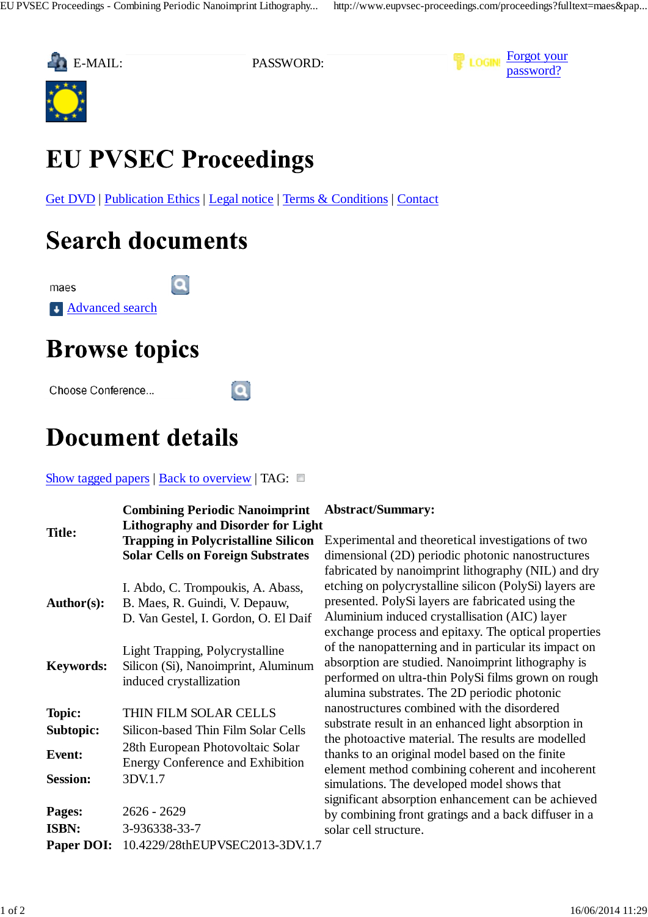E-MAIL: PASSWORD: LOGIN [Forgot your password?]

# EU PVSEC Proceedings

Get DVD | Publication Ethics | Legal notice | Terms & Conditions | Contact

# Search documents

maes

Advanced search

# Browse topics

Choose Conference...

# Document details

Show tagged papers | Back to overview | TAG:

| | |
|---|---|
| **Title:** | **Combining Periodic Nanoimprint Lithography and Disorder for Light Trapping in Polycristalline Silicon Solar Cells on Foreign Substrates** |
| **Author(s):** | I. Abdo, C. Trompoukis, A. Abass, B. Maes, R. Guindi, V. Depauw, D. Van Gestel, I. Gordon, O. El Daif |
| **Keywords:** | Light Trapping, Polycrystalline Silicon (Si), Nanoimprint, Aluminum induced crystallization |
| **Topic:** | THIN FILM SOLAR CELLS |
| **Subtopic:** | Silicon-based Thin Film Solar Cells |
| **Event:** | 28th European Photovoltaic Solar Energy Conference and Exhibition |
| **Session:** | 3DV.1.7 |
| **Pages:** | 2626 - 2629 |
| **ISBN:** | 3-936338-33-7 |
| **Paper DOI:** | 10.4229/28thEUPVSEC2013-3DV.1.7 |

**Abstract/Summary:**

Experimental and theoretical investigations of two dimensional (2D) periodic photonic nanostructures fabricated by nanoimprint lithography (NIL) and dry etching on polycrystalline silicon (PolySi) layers are presented. PolySi layers are fabricated using the Aluminium induced crystallisation (AIC) layer exchange process and epitaxy. The optical properties of the nanopatterning and in particular its impact on absorption are studied. Nanoimprint lithography is performed on ultra-thin PolySi films grown on rough alumina substrates. The 2D periodic photonic nanostructures combined with the disordered substrate result in an enhanced light absorption in the photoactive material. The results are modelled thanks to an original model based on the finite element method combining coherent and incoherent simulations. The developed model shows that significant absorption enhancement can be achieved by combining front gratings and a back diffuser in a solar cell structure.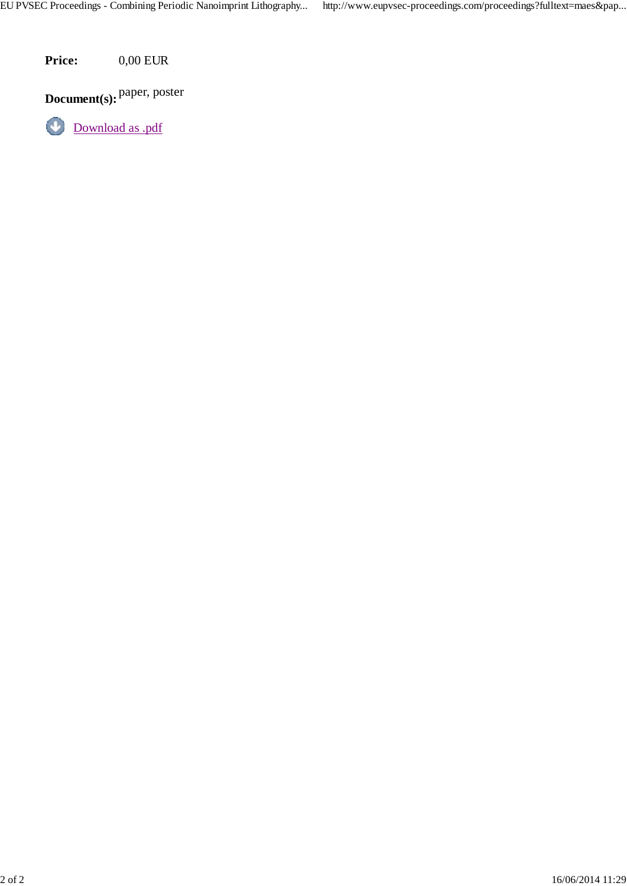**Price:** 0,00 EUR

**Document(s):** paper, poster

Download as .pdf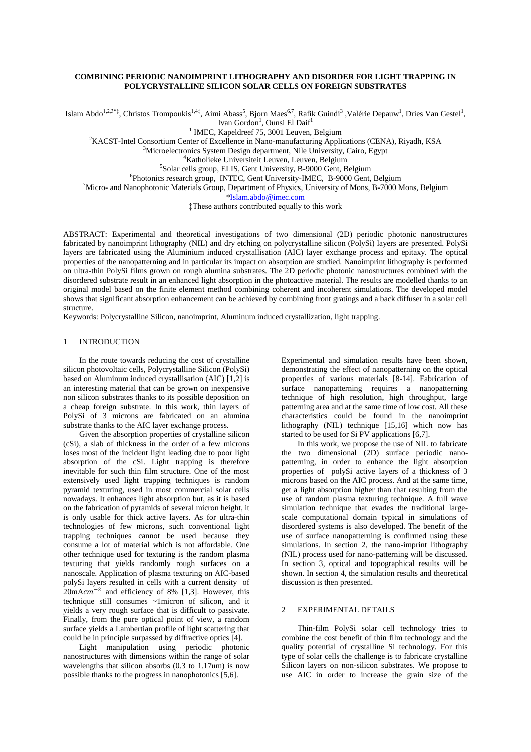**COMBINING PERIODIC NANOIMPRINT LITHOGRAPHY AND DISORDER FOR LIGHT TRAPPING IN POLYCRYSTALLINE SILICON SOLAR CELLS ON FOREIGN SUBSTRATES**

Islam Abdo[1,2,3*‡], Christos Trompoukis[1,4‡], Aimi Abass[5], Bjorn Maes[6,7], Rafik Guindi[3], Valérie Depauw[1], Dries Van Gestel[1], Ivan Gordon[1], Ounsi El Daif[1]

[1] IMEC, Kapeldreef 75, 3001 Leuven, Belgium

[2]KACST-Intel Consortium Center of Excellence in Nano-manufacturing Applications (CENA), Riyadh, KSA

[3]Microelectronics System Design department, Nile University, Cairo, Egypt

[4]Katholieke Universiteit Leuven, Leuven, Belgium

[5]Solar cells group, ELIS, Gent University, B-9000 Gent, Belgium

[6]Photonics research group, INTEC, Gent University-IMEC, B-9000 Gent, Belgium

[7]Micro- and Nanophotonic Materials Group, Department of Physics, University of Mons, B-7000 Mons, Belgium

*Islam.abdo@imec.com

‡These authors contributed equally to this work

ABSTRACT: Experimental and theoretical investigations of two dimensional (2D) periodic photonic nanostructures fabricated by nanoimprint lithography (NIL) and dry etching on polycrystalline silicon (PolySi) layers are presented. PolySi layers are fabricated using the Aluminium induced crystallisation (AIC) layer exchange process and epitaxy. The optical properties of the nanopatterning and in particular its impact on absorption are studied. Nanoimprint lithography is performed on ultra-thin PolySi films grown on rough alumina substrates. The 2D periodic photonic nanostructures combined with the disordered substrate result in an enhanced light absorption in the photoactive material. The results are modelled thanks to an original model based on the finite element method combining coherent and incoherent simulations. The developed model shows that significant absorption enhancement can be achieved by combining front gratings and a back diffuser in a solar cell structure.

Keywords: Polycrystalline Silicon, nanoimprint, Aluminum induced crystallization, light trapping.

## 1 INTRODUCTION

In the route towards reducing the cost of crystalline silicon photovoltaic cells, Polycrystalline Silicon (PolySi) based on Aluminum induced crystallisation (AIC) [1,2] is an interesting material that can be grown on inexpensive non silicon substrates thanks to its possible deposition on a cheap foreign substrate. In this work, thin layers of PolySi of 3 microns are fabricated on an alumina substrate thanks to the AIC layer exchange process.

Given the absorption properties of crystalline silicon (cSi), a slab of thickness in the order of a few microns loses most of the incident light leading due to poor light absorption of the cSi. Light trapping is therefore inevitable for such thin film structure. One of the most extensively used light trapping techniques is random pyramid texturing, used in most commercial solar cells nowadays. It enhances light absorption but, as it is based on the fabrication of pyramids of several micron height, it is only usable for thick active layers. As for ultra-thin technologies of few microns, such conventional light trapping techniques cannot be used because they consume a lot of material which is not affordable. One other technique used for texturing is the random plasma texturing that yields randomly rough surfaces on a nanoscale. Application of plasma texturing on AIC-based polySi layers resulted in cells with a current density of $20\text{mA}cm^{-2}$ and efficiency of 8% [1,3]. However, this technique still consumes ~1micron of silicon, and it yields a very rough surface that is difficult to passivate. Finally, from the pure optical point of view, a random surface yields a Lambertian profile of light scattering that could be in principle surpassed by diffractive optics [4].

Light manipulation using periodic photonic nanostructures with dimensions within the range of solar wavelengths that silicon absorbs (0.3 to 1.17um) is now possible thanks to the progress in nanophotonics [5,6].

Experimental and simulation results have been shown, demonstrating the effect of nanopatterning on the optical properties of various materials [8-14]. Fabrication of surface nanopatterning requires a nanopatterning technique of high resolution, high throughput, large patterning area and at the same time of low cost. All these characteristics could be found in the nanoimprint lithography (NIL) technique [15,16] which now has started to be used for Si PV applications [6,7].

In this work, we propose the use of NIL to fabricate the two dimensional (2D) surface periodic nano-patterning, in order to enhance the light absorption properties of polySi active layers of a thickness of 3 microns based on the AIC process. And at the same time, get a light absorption higher than that resulting from the use of random plasma texturing technique. A full wave simulation technique that evades the traditional large-scale computational domain typical in simulations of disordered systems is also developed. The benefit of the use of surface nanopatterning is confirmed using these simulations. In section 2, the nano-imprint lithography (NIL) process used for nano-patterning will be discussed. In section 3, optical and topographical results will be shown. In section 4, the simulation results and theoretical discussion is then presented.

## 2 EXPERIMENTAL DETAILS

Thin-film PolySi solar cell technology tries to combine the cost benefit of thin film technology and the quality potential of crystalline Si technology. For this type of solar cells the challenge is to fabricate crystalline Silicon layers on non-silicon substrates. We propose to use AIC in order to increase the grain size of the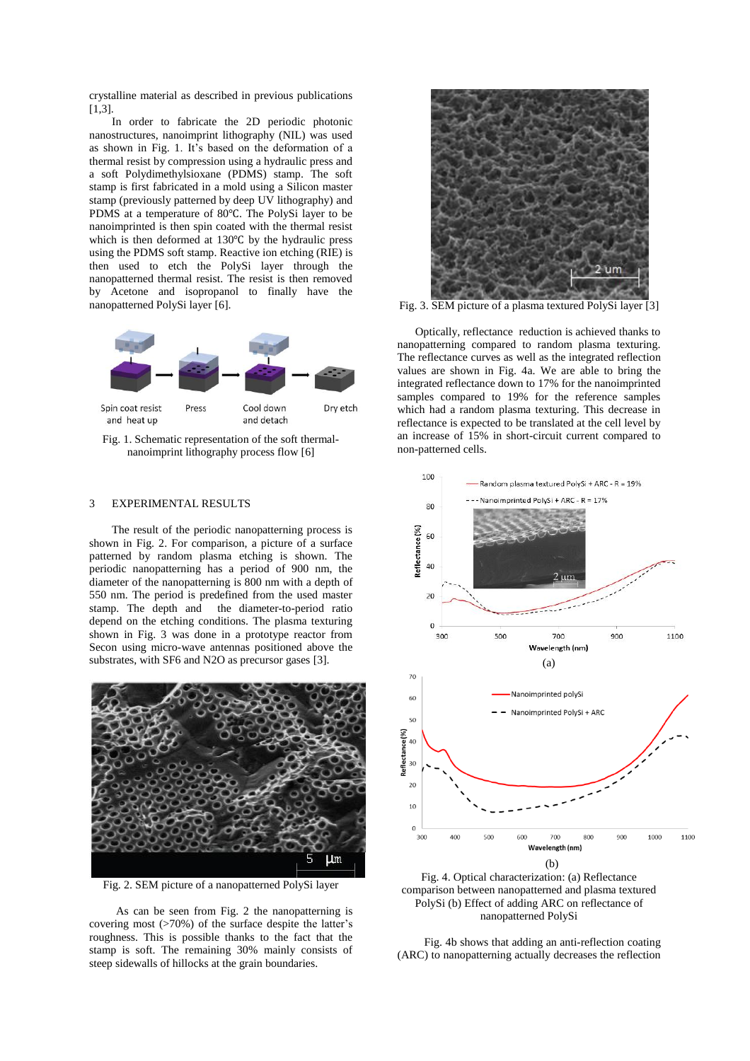crystalline material as described in previous publications [1,3].

In order to fabricate the 2D periodic photonic nanostructures, nanoimprint lithography (NIL) was used as shown in Fig. 1. It's based on the deformation of a thermal resist by compression using a hydraulic press and a soft Polydimethylsioxane (PDMS) stamp. The soft stamp is first fabricated in a mold using a Silicon master stamp (previously patterned by deep UV lithography) and PDMS at a temperature of 80°C. The PolySi layer to be nanoimprinted is then spin coated with the thermal resist which is then deformed at 130°C by the hydraulic press using the PDMS soft stamp. Reactive ion etching (RIE) is then used to etch the PolySi layer through the nanopatterned thermal resist. The resist is then removed by Acetone and isopropanol to finally have the nanopatterned PolySi layer [6].

Spin coat resist and heat up — Press — Cool down and detach — Dry etch

Fig. 1. Schematic representation of the soft thermal-nanoimprint lithography process flow [6]

## 3 EXPERIMENTAL RESULTS

The result of the periodic nanopatterning process is shown in Fig. 2. For comparison, a picture of a surface patterned by random plasma etching is shown. The periodic nanopatterning has a period of 900 nm, the diameter of the nanopatterning is 800 nm with a depth of 550 nm. The period is predefined from the used master stamp. The depth and the diameter-to-period ratio depend on the etching conditions. The plasma texturing shown in Fig. 3 was done in a prototype reactor from Secon using micro-wave antennas positioned above the substrates, with SF6 and N2O as precursor gases [3].

Fig. 2. SEM picture of a nanopatterned PolySi layer

As can be seen from Fig. 2 the nanopatterning is covering most (>70%) of the surface despite the latter's roughness. This is possible thanks to the fact that the stamp is soft. The remaining 30% mainly consists of steep sidewalls of hillocks at the grain boundaries.

Fig. 3. SEM picture of a plasma textured PolySi layer [3]

Optically, reflectance reduction is achieved thanks to nanopatterning compared to random plasma texturing. The reflectance curves as well as the integrated reflection values are shown in Fig. 4a. We are able to bring the integrated reflectance down to 17% for the nanoimprinted samples compared to 19% for the reference samples which had a random plasma texturing. This decrease in reflectance is expected to be translated at the cell level by an increase of 15% in short-circuit current compared to non-patterned cells.

(a)

(b)

Fig. 4. Optical characterization: (a) Reflectance comparison between nanopatterned and plasma textured PolySi (b) Effect of adding ARC on reflectance of nanopatterned PolySi

Fig. 4b shows that adding an anti-reflection coating (ARC) to nanopatterning actually decreases the reflection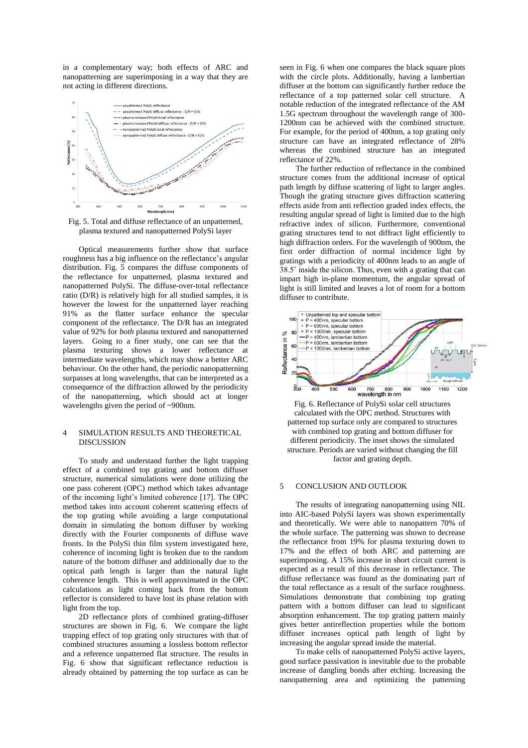in a complementary way; both effects of ARC and nanopatterning are superimposing in a way that they are not acting in different directions.

Fig. 5. Total and diffuse reflectance of an unpatterned, plasma textured and nanopatterned PolySi layer

Optical measurements further show that surface roughness has a big influence on the reflectance's angular distribution. Fig. 5 compares the diffuse components of the reflectance for unpatterned, plasma textured and nanopatterned PolySi. The diffuse-over-total reflectance ratio (D/R) is relatively high for all studied samples, it is however the lowest for the unpatterned layer reaching 91% as the flatter surface enhance the specular component of the reflectance. The D/R has an integrated value of 92% for *both* plasma textured and nanopatterned layers. Going to a finer study, one can see that the plasma texturing shows a lower reflectance at intermediate wavelengths, which may show a better ARC behaviour. On the other hand, the periodic nanopatterning surpasses at long wavelengths, that can be interpreted as a consequence of the diffraction allowed by the periodicity of the nanopatterning, which should act at longer wavelengths given the period of ~900nm.

## 4 SIMULATION RESULTS AND THEORETICAL DISCUSSION

To study and understand further the light trapping effect of a combined top grating and bottom diffuser structure, numerical simulations were done utilizing the one pass coherent (OPC) method which takes advantage of the incoming light's limited coherence [17]. The OPC method takes into account coherent scattering effects of the top grating while avoiding a large computational domain in simulating the bottom diffuser by working directly with the Fourier components of diffuse wave fronts. In the PolySi thin film system investigated here, coherence of incoming light is broken due to the random nature of the bottom diffuser and additionally due to the optical path length is larger than the natural light coherence length. This is well approximated in the OPC calculations as light coming back from the bottom reflector is considered to have lost its phase relation with light from the top.

2D reflectance plots of combined grating-diffuser structures are shown in Fig. 6. We compare the light trapping effect of top grating only structures with that of combined structures assuming a lossless bottom reflector and a reference unpatterned flat structure. The results in Fig. 6 show that significant reflectance reduction is already obtained by patterning the top surface as can be seen in Fig. 6 when one compares the black square plots with the circle plots. Additionally, having a lambertian diffuser at the bottom can significantly further reduce the reflectance of a top patterned solar cell structure. A notable reduction of the integrated reflectance of the AM 1.5G spectrum throughout the wavelength range of 300-1200nm can be achieved with the combined structure. For example, for the period of 400nm, a top grating only structure can have an integrated reflectance of 28% whereas the combined structure has an integrated reflectance of 22%.

The further reduction of reflectance in the combined structure comes from the additional increase of optical path length by diffuse scattering of light to larger angles. Though the grating structure gives diffraction scattering effects aside from anti reflection graded index effects, the resulting angular spread of light is limited due to the high refractive index of silicon. Furthermore, conventional grating structures tend to not diffract light efficiently to high diffraction orders. For the wavelength of 900nm, the first order diffraction of normal incidence light by gratings with a periodicity of 400nm leads to an angle of 38.5° inside the silicon. Thus, even with a grating that can impart high in-plane momentum, the angular spread of light is still limited and leaves a lot of room for a bottom diffuser to contribute.

Fig. 6. Reflectance of PolySi solar cell structures calculated with the OPC method. Structures with patterned top surface only are compared to structures with combined top grating and bottom diffuser for different periodicity. The inset shows the simulated structure. Periods are varied without changing the fill factor and grating depth.

## 5 CONCLUSION AND OUTLOOK

The results of integrating nanopatterning using NIL into AIC-based PolySi layers was shown experimentally and theoretically. We were able to nanopattern 70% of the whole surface. The patterning was shown to decrease the reflectance from 19% for plasma texturing down to 17% and the effect of both ARC and patterning are superimposing. A 15% increase in short circuit current is expected as a result of this decrease in reflectance. The diffuse reflectance was found as the dominating part of the total reflectance as a result of the surface roughness. Simulations demonstrate that combining top grating pattern with a bottom diffuser can lead to significant absorption enhancement. The top grating pattern mainly gives better antireflection properties while the bottom diffuser increases optical path length of light by increasing the angular spread inside the material.

To make cells of nanopatterned PolySi active layers, good surface passivation is inevitable due to the probable increase of dangling bonds after etching. Increasing the nanopatterning area and optimizing the patterning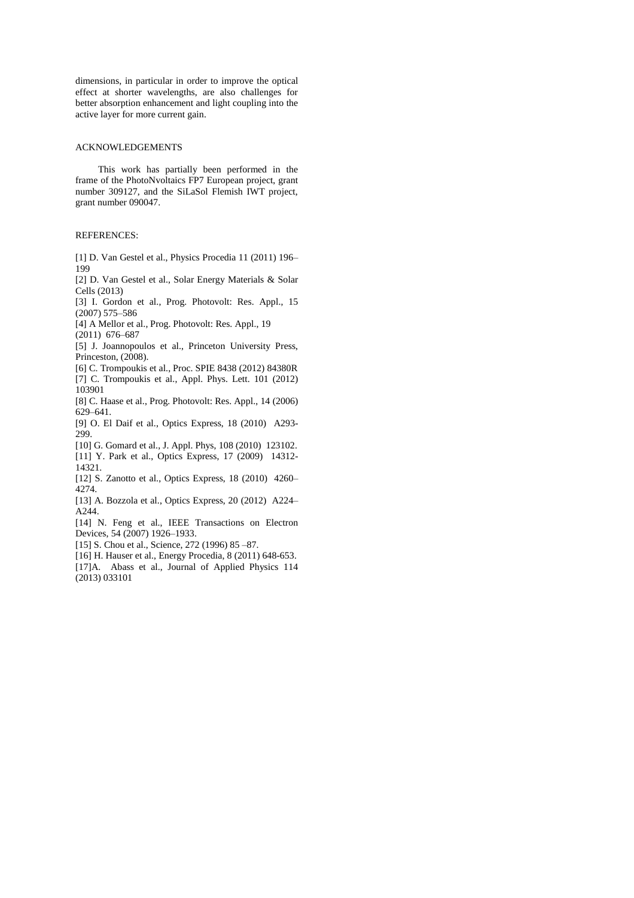dimensions, in particular in order to improve the optical effect at shorter wavelengths, are also challenges for better absorption enhancement and light coupling into the active layer for more current gain.

## ACKNOWLEDGEMENTS

This work has partially been performed in the frame of the PhotoNvoltaics FP7 European project, grant number 309127, and the SiLaSol Flemish IWT project, grant number 090047.

## REFERENCES:

[1] D. Van Gestel et al., Physics Procedia 11 (2011) 196–199

[2] D. Van Gestel et al., Solar Energy Materials & Solar Cells (2013)

[3] I. Gordon et al., Prog. Photovolt: Res. Appl., 15 (2007) 575–586

[4] A Mellor et al., Prog. Photovolt: Res. Appl., 19 (2011) 676–687

[5] J. Joannopoulos et al., Princeton University Press, Princeton, (2008).

[6] C. Trompoukis et al., Proc. SPIE 8438 (2012) 84380R

[7] C. Trompoukis et al., Appl. Phys. Lett. 101 (2012) 103901

[8] C. Haase et al., Prog. Photovolt: Res. Appl., 14 (2006) 629–641.

[9] O. El Daif et al., Optics Express, 18 (2010) A293-299.

[10] G. Gomard et al., J. Appl. Phys, 108 (2010) 123102.

[11] Y. Park et al., Optics Express, 17 (2009) 14312-14321.

[12] S. Zanotto et al., Optics Express, 18 (2010) 4260–4274.

[13] A. Bozzola et al., Optics Express, 20 (2012) A224–A244.

[14] N. Feng et al., IEEE Transactions on Electron Devices, 54 (2007) 1926–1933.

[15] S. Chou et al., Science, 272 (1996) 85 –87.

[16] H. Hauser et al., Energy Procedia, 8 (2011) 648-653.

[17]A. Abass et al., Journal of Applied Physics 114 (2013) 033101